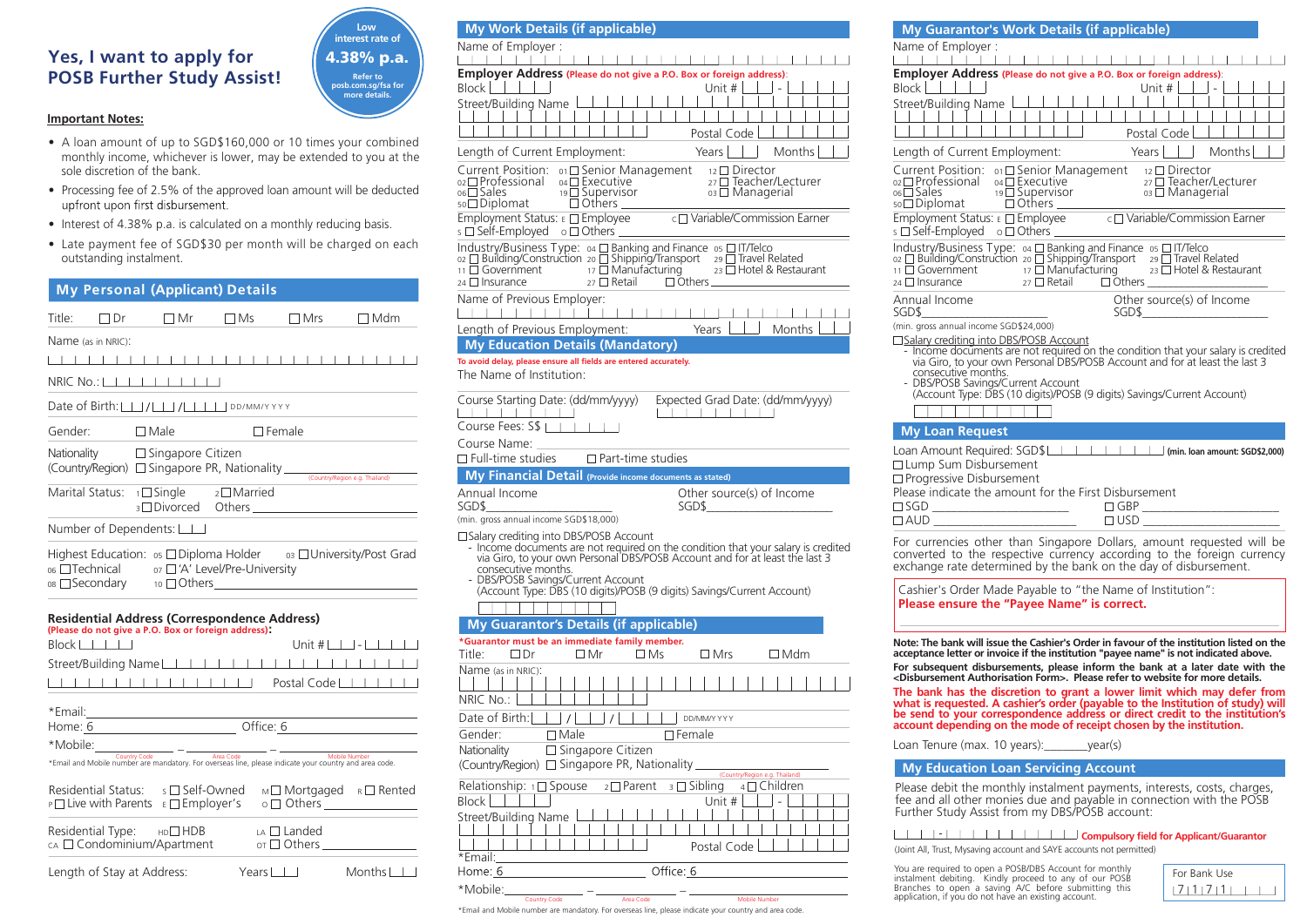# Yes, I want to apply for POSB Further Study Assist!

**Low interest rate of 4.38% p.a.**
Refer to posb.com.sg/fsa for more details.

**Important Notes:**

- A loan amount of up to SGD$160,000 or 10 times your combined monthly income, whichever is lower, may be extended to you at the sole discretion of the bank.
- Processing fee of 2.5% of the approved loan amount will be deducted upfront upon first disbursement.
- Interest of 4.38% p.a. is calculated on a monthly reducing basis.
- Late payment fee of SGD$30 per month will be charged on each outstanding instalment.

## My Personal (Applicant) Details

Title: ☐ Dr ☐ Mr ☐ Ms ☐ Mrs ☐ Mdm

Name (as in NRIC):

NRIC No.:

Date of Birth: __ / __ / ____ DD/MM/YYYY

Gender: ☐ Male ☐ Female

Nationality (Country/Region) ☐ Singapore Citizen ☐ Singapore PR, Nationality ________ (Country/Region e.g. Thailand)

Marital Status: 1 ☐ Single 2 ☐ Married 3 ☐ Divorced Others ________

Number of Dependents:

Highest Education: 05 ☐ Diploma Holder 03 ☐ University/Post Grad 06 ☐ Technical 07 ☐ 'A' Level/Pre-University 08 ☐ Secondary 10 ☐ Others ________

### Residential Address (Correspondence Address)
**(Please do not give a P.O. Box or foreign address):**

Block ____ Unit # __ - ____

Street/Building Name

Postal Code

*Email:

Home: 6 ________ Office: 6 ________

*Mobile: ________ – ________ – ________ (Country Code / Area Code / Mobile Number)

*Email and Mobile number are mandatory. For overseas line, please indicate your country and area code.

Residential Status: S ☐ Self-Owned M ☐ Mortgaged R ☐ Rented P ☐ Live with Parents E ☐ Employer's O ☐ Others ________

Residential Type: HD ☐ HDB LA ☐ Landed CA ☐ Condominium/Apartment OT ☐ Others ________

Length of Stay at Address: Years ___ Months ___

## My Work Details (if applicable)

Name of Employer :

**Employer Address** (Please do not give a P.O. Box or foreign address):

Block ____ Unit # __ - ____

Street/Building Name

Postal Code

Length of Current Employment: Years ___ Months ___

Current Position: 01 ☐ Senior Management 12 ☐ Director 02 ☐ Professional 04 ☐ Executive 27 ☐ Teacher/Lecturer 06 ☐ Sales 19 ☐ Supervisor 03 ☐ Managerial 50 ☐ Diplomat ☐ Others ________

Employment Status: E ☐ Employee C ☐ Variable/Commission Earner S ☐ Self-Employed O ☐ Others ________

Industry/Business Type: 04 ☐ Banking and Finance 05 ☐ IT/Telco 02 ☐ Building/Construction 20 ☐ Shipping/Transport 29 ☐ Travel Related 11 ☐ Government 17 ☐ Manufacturing 23 ☐ Hotel & Restaurant 24 ☐ Insurance 27 ☐ Retail ☐ Others ________

Name of Previous Employer:

Length of Previous Employment: Years ___ Months ___

## My Education Details (Mandatory)

**To avoid delay, please ensure all fields are entered accurately.**

The Name of Institution:

Course Starting Date: (dd/mm/yyyy) Expected Grad Date: (dd/mm/yyyy)

Course Fees: S$

Course Name:

☐ Full-time studies ☐ Part-time studies

## My Financial Detail (Provide income documents as stated)

Annual Income SGD$ ________ Other source(s) of Income SGD$ ________

(min. gross annual income SGD$18,000)

☐ Salary crediting into DBS/POSB Account
- Income documents are not required on the condition that your salary is credited via Giro, to your own Personal DBS/POSB Account and for at least the last 3 consecutive months.
- DBS/POSB Savings/Current Account (Account Type: DBS (10 digits)/POSB (9 digits) Savings/Current Account)

## My Guarantor's Details (if applicable)

**\*Guarantor must be an immediate family member.**

Title: ☐ Dr ☐ Mr ☐ Ms ☐ Mrs ☐ Mdm

Name (as in NRIC):

NRIC No.:

Date of Birth: __ / __ / ____ DD/MM/YYYY

Gender: ☐ Male ☐ Female

Nationality (Country/Region) ☐ Singapore Citizen ☐ Singapore PR, Nationality ________ (Country/Region e.g. Thailand)

Relationship: 1 ☐ Spouse 2 ☐ Parent 3 ☐ Sibling 4 ☐ Children

Block ____ Unit # __ - ____

Street/Building Name

Postal Code

*Email:

Home: 6 ________ Office: 6 ________

*Mobile: ________ – ________ – ________ (Country Code / Area Code / Mobile Number)

*Email and Mobile number are mandatory. For overseas line, please indicate your country and area code.

## My Guarantor's Work Details (if applicable)

Name of Employer :

**Employer Address** (Please do not give a P.O. Box or foreign address):

Block ____ Unit # __ - ____

Street/Building Name

Postal Code

Length of Current Employment: Years ___ Months ___

Current Position: 01 ☐ Senior Management 12 ☐ Director 02 ☐ Professional 04 ☐ Executive 27 ☐ Teacher/Lecturer 06 ☐ Sales 19 ☐ Supervisor 03 ☐ Managerial 50 ☐ Diplomat ☐ Others ________

Employment Status: E ☐ Employee C ☐ Variable/Commission Earner S ☐ Self-Employed O ☐ Others ________

Industry/Business Type: 04 ☐ Banking and Finance 05 ☐ IT/Telco 02 ☐ Building/Construction 20 ☐ Shipping/Transport 29 ☐ Travel Related 11 ☐ Government 17 ☐ Manufacturing 23 ☐ Hotel & Restaurant 24 ☐ Insurance 27 ☐ Retail ☐ Others ________

Annual Income SGD$ ________ Other source(s) of Income SGD$ ________

(min. gross annual income SGD$24,000)

☐ Salary crediting into DBS/POSB Account
- Income documents are not required on the condition that your salary is credited via Giro, to your own Personal DBS/POSB Account and for at least the last 3 consecutive months.
- DBS/POSB Savings/Current Account (Account Type: DBS (10 digits)/POSB (9 digits) Savings/Current Account)

## My Loan Request

Loan Amount Required: SGD$ ________ **(min. loan amount: SGD$2,000)**

☐ Lump Sum Disbursement

☐ Progressive Disbursement

Please indicate the amount for the First Disbursement

☐ SGD ________ ☐ GBP ________

☐ AUD ________ ☐ USD ________

For currencies other than Singapore Dollars, amount requested will be converted to the respective currency according to the foreign currency exchange rate determined by the bank on the day of disbursement.

Cashier's Order Made Payable to "the Name of Institution":
**Please ensure the "Payee Name" is correct.**

**Note: The bank will issue the Cashier's Order in favour of the institution listed on the acceptance letter or invoice if the institution "payee name" is not indicated above.**

**For subsequent disbursements, please inform the bank at a later date with the <Disbursement Authorisation Form>. Please refer to website for more details.**

**The bank has the discretion to grant a lower limit which may defer from what is requested. A cashier's order (payable to the Institution of study) will be send to your correspondence address or direct credit to the Institution's account depending on the mode of receipt chosen by the institution.**

Loan Tenure (max. 10 years): ________ year(s)

## My Education Loan Servicing Account

Please debit the monthly instalment payments, interests, costs, charges, fee and all other monies due and payable in connection with the POSB Further Study Assist from my DBS/POSB account:

____ - ________ **Compulsory field for Applicant/Guarantor**

(Joint All, Trust, Mysaving account and SAYE accounts not permitted)

You are required to open a POSB/DBS Account for monthly instalment debiting. Kindly proceed to any of our POSB Branches to open a saving A/C before submitting this application, if you do not have an existing account.

For Bank Use: 7 1 7 1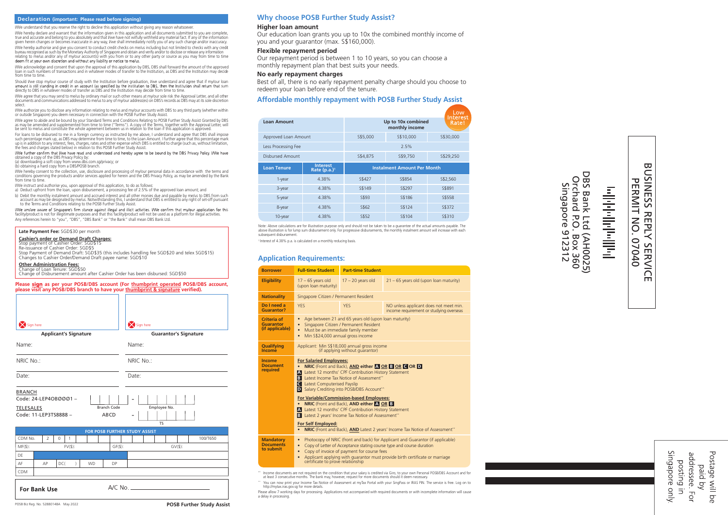## Declaration (important: Please read before signing)

I/We understand that you reserve the right to decline this application without giving any reason whatsoever.

I/We hereby declare and warrant that the information given in this application and all documents submitted to you are complete, true and accurate and belong to you absolutely and that I/we have not wilfully withheld any material fact. If any of the information given herein changes or becomes inaccurate in any way, I/we shall immediately notify you of any such change and/or inaccuracy.

I/We hereby authorise and give you consent to conduct credit checks on me/us including but not limited to checks with any credit bureau recognised as such by the Monetary Authority of Singapore and obtain and verify and/or to disclose or release any information relating to me/us and/or any of my/our account(s) with you from or to any other party or source as you may from time to time deem fit at your own discretion and without any liability or notice to me/us.

I/We acknowledge and consent that upon the approval of this application by DBS, DBS shall forward the amount of the approved loan in such numbers of transactions and in whatever modes of transfer to the Institution, as DBS and the Institution may decide from time to time.

Should I/we stop my/our course of study with the Institution before graduation, I/we understand and agree that if my/our loan amount is still standing in credit in an account (as specified by the institution to DBS, then the Institution shall return that sum directly to DBS in whatever modes of transfer as DBS and the Institution may decide from time to time.

I/We agree that you may send to me/us by ordinary mail or such other means at my/our sole risk the Approval Letter, and all other documents and communications addressed to me/us to any of my/our address(es) on DBS's records as DBS may at its sole discretion select.

I/We authorize you to disclose any information relating to me/us and my/our accounts with DBS to any third party (whether within or outside Singapore) you deem necessary in connection with the POSB Further Study Assist.

I/We agree to abide and be bound by your Standard Terms and Conditions Relating to POSB Further Study Assist Granted by DBS as may be amended and supplemented from time to time ("Terms"). A copy of the Terms, together with the Approval Letter, will be sent to me/us and constitute the whole agreement between us in relation to the loan if this application is approved.

For loans to be disbursed to me in a foreign currency as instructed by me above, I understand and agree that DBS shall impose such percentage mark up, as DBS may determine from time to time, to the Loan Amount. I further agree that this percentage mark up is in addition to any interest, fees, charges, rates and other expense which DBS is entitled to charge (such as, without limitation, the fees and charges stated below) in relation to this POSB Further Study Assist.

I/We further confirm that I/we have read and understood and hereby agree to be bound by the DBS Privacy Policy. I/We have obtained a copy of the DBS Privacy Policy by:
(a) downloading a soft copy from www.dbs.com.sg/privacy; or
(b) obtaining a hard copy from a DBS/POSB branch.

I/We hereby consent to the collection, use, disclosure and processing of my/our personal data in accordance with the terms and conditions governing the products and/or services applied for herein and the DBS Privacy Policy, as may be amended by the Bank from time to time.

I/We instruct and authorise you, upon approval of this application, to do as follows:
a) Deduct upfront from the loan, upon disbursement, a processing fee of 2.5% of the approved loan amount; and
b) Debit the monthly instalment amount and accrued interest and all other monies due and payable by me/us to DBS from such account as may be designated by me/us. Notwithstanding this, I understand that DBS is entitled to any right of set-off pursuant to the Terms and Conditions relating to the POSB Further Study Assist.

I/We am/are aware of Singapore's firm stance against illegal and illicit activities. I/We confirm that my/our application for this facility/product is not for illegitimate purposes and that this facility/product will not be used as a platform for illegal activities.

Any references herein to "you", "DBS", "DBS Bank" or "the Bank" shall mean DBS Bank Ltd.

**Late Payment Fee:** SGD$30 per month

**Cashier's order or Demand Draft Charges:**
Stop payment of Cashier Order: SGD$15
Re-issuance of Cashier Order: SGD$5
Stop Payment of Demand Draft: SGD$35 (this includes handling fee SGD$20 and telex SGD$15)
Changes to Cashier Order/Demand Draft payee name: SGD$10

**Other Administration Fees:**
Change of Loan Tenure: SGD$50
Change of Disbursement amount after Cashier Order has been disbursed: SGD$50

**Please sign as per your POSB/DBS account (For thumbprint operated POSB/DBS account, please visit any POSB/DBS branch to have your thumbprint & signature verified).**

| Applicant's Signature | Guarantor's Signature |
|---|---|
| Sign here | Sign here |
| Name: | Name: |
| NRIC No.: | NRIC No.: |
| Date: | Date: |

BRANCH
Code: 24-LEP4OBØØØ1 – Branch Code – Employee No.

TELESALES
Code: 11-LEP3TS8888 – ABCD – TS

**FOR POSB FURTHER STUDY ASSIST**

| | | | | |
|---|---|---|---|---|
| CDM No. 2 0 1 | | | | 100/T650 |
| MF($): | FV($): | GF($): | GV($): | |
| DE | | | | |
| AF | AP | DC( ) | WD | DP |
| CDM | | | | |

**For Bank Use** A/C No. ____________

POSB Biz Reg. No. 52880148A May 2022

**POSB Further Study Assist**

## Why choose POSB Further Study Assist?

### Higher loan amount

Our education loan grants you up to 10x the combined monthly income of you and your guarantor (max. S$160,000).

### Flexible repayment period

Our repayment period is between 1 to 10 years, so you can choose a monthly repayment plan that best suits your needs.

### No early repayment charges

Best of all, there is no early repayment penalty charge should you choose to redeem your loan before end of the tenure.

## Affordable monthly repayment with POSB Further Study Assist

Low Interest Rate!

| Loan Amount | | Up to 10x combined monthly income | | |
|---|---|---|---|---|
| Approved Loan Amount | | S$5,000 | S$10,000 | S$30,000 |
| Less Processing Fee | | 2.5% | | |
| Disbursed Amount | | S$4,875 | S$9,750 | S$29,250 |
| **Loan Tenure** | **Interest Rate (p.a.)[1]** | **Instalment Amount Per Month** | | |
| 1-year | 4.38% | S$427 | S$854 | S$2,560 |
| 3-year | 4.38% | S$149 | S$297 | S$891 |
| 5-year | 4.38% | S$93 | S$186 | S$558 |
| 8-year | 4.38% | S$62 | S$124 | S$372 |
| 10-year | 4.38% | S$52 | S$104 | S$310 |

Note: Above calculations are for illustration purpose only and should not be taken to be a guarantee of the actual amounts payable. The above illustration is for lump sum disbursement only. For progressive disbursements, the monthly instalment amount will increase with each subsequent disbursement.

[1] Interest of 4.38% p.a. is calculated on a monthly reducing basis.

## Application Requirements:

| Borrower | Full-time Student | Part-time Student | |
|---|---|---|---|
| Eligibility | 17 – 65 years old (upon loan maturity) | 17 – 20 years old | 21 – 65 years old (upon loan maturity) |
| Nationality | Singapore Citizen / Permanent Resident | | |
| Do I need a Guarantor? | YES | YES | NO unless applicant does not meet min. income requirement or studying overseas |
| Criteria of Guarantor (if applicable) | • Age between 21 and 65 years old (upon loan maturity)<br>• Singapore Citizen / Permanent Resident<br>• Must be an immediate family member<br>• Min S$24,000 annual gross income | | |
| Qualifying Income | Applicant: Min S$18,000 annual gross income (if applying without guarantor) | | |
| Income Document required | **For Salaried Employees:**<br>• **NRIC** (Front and Back), **AND either A OR B OR C OR D**<br>A Latest 12 months' CPF Contribution History Statement<br>B Latest Income Tax Notice of Assessment\*\*<br>C Latest Computerised Payslip<br>D Salary Crediting into POSB/DBS Account^^<br>**For Variable/Commission-based Employees:**<br>• **NRIC** (Front and Back), **AND either A OR B**<br>A Latest 12 months' CPF Contribution History Statement<br>B Latest 2 years' Income Tax Notice of Assessment\*\*<br>**For Self Employed:**<br>• **NRIC** (Front and Back), **AND** Latest 2 years' Income Tax Notice of Assessment\*\* | | |
| Mandatory Documents to submit | • Photocopy of NRIC (front and back) for Applicant and Guarantor (if applicable)<br>• Copy of Letter of Acceptance stating course type and course duration<br>• Copy of invoice of payment for course fees<br>• Applicant applying with guarantor must provide birth certificate or marriage certificate to prove relationship | | |

^^ Income documents are not required on the condition that your salary is credited via Giro, to your own Personal POSB/DBS Account and for at least 3 consecutive months. The bank may, however, request for more documents should it deem necessary.

\*\* You can now print your Income Tax Notice of Assessment at myTax Portal with your SingPass or IRAS PIN. The service is free. Log on to http://mytax.iras.gov.sg for more details.

Please allow 7 working days for processing. Applications not accompanied with required documents or with incomplete information will cause a delay in processing.

BUSINESS REPLY SERVICE
PERMIT NO. 07040

DBS Bank Ltd (AH0025)
Orchard P.O. Box 360
Singapore 912312

Postage will be paid by addressee. For posting in Singapore only.